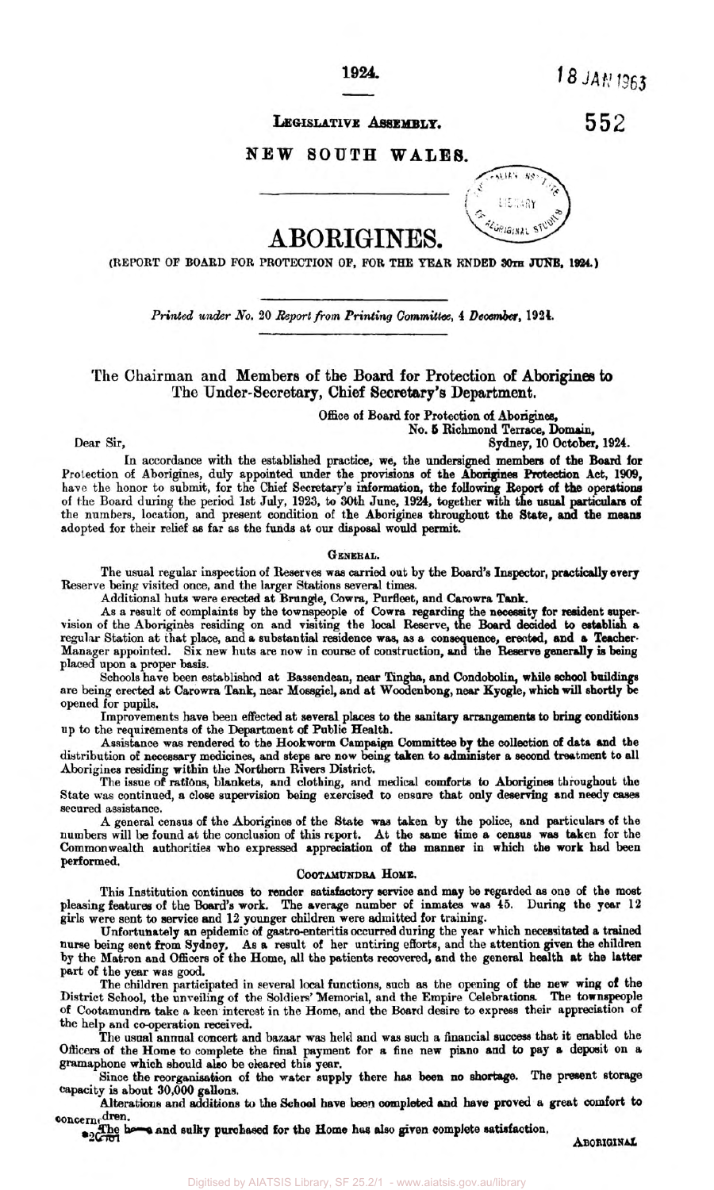1924.

LEGISLATIVE ASSEMBLY.

NEW SOUTH WALES.

# ABORIGINES.

(REPORT OF BOARD FOR PROTECTION OF, FOR THE YEAR ENDED 30TH JUNE, 1924.)

*Printed under No. 20 Report from Printing Committee, 4 December, 1924.*

## The Chairman and Members of the Board for Protection of Aborigines to The Under-Secretary, Chief Secretary's Department.

Office of Board for Protection of Aborigines,
No. 5 Richmond Terrace, Domain,
Sydney, 10 October, 1924.

Dear Sir,

In accordance with the established practice, we, the undersigned members of the Board for Protection of Aborigines, duly appointed under the provisions of the Aborigines Protection Act, 1909, have the honor to submit, for the Chief Secretary's information, the following Report of the operations of the Board during the period 1st July, 1923, to 30th June, 1924, together with the usual particulars of the numbers, location, and present condition of the Aborigines throughout the State, and the means adopted for their relief as far as the funds at our disposal would permit.

### GENERAL.

The usual regular inspection of Reserves was carried out by the Board's Inspector, practically every Reserve being visited once, and the larger Stations several times.

Additional huts were erected at Brungle, Cowra, Purfleet, and Carowra Tank.

As a result of complaints by the townspeople of Cowra regarding the necessity for resident supervision of the Aborigines residing on and visiting the local Reserve, the Board decided to establish a regular Station at that place, and a substantial residence was, as a consequence, erected, and a Teacher-Manager appointed. Six new huts are now in course of construction, and the Reserve generally is being placed upon a proper basis.

Schools have been established at Bassendean, near Tingha, and Condobolin, while school buildings are being erected at Carowra Tank, near Mossgiel, and at Woodenbong, near Kyogle, which will shortly be opened for pupils.

Improvements have been effected at several places to the sanitary arrangements to bring conditions up to the requirements of the Department of Public Health.

Assistance was rendered to the Hookworm Campaign Committee by the collection of data and the distribution of necessary medicines, and steps are now being taken to administer a second treatment to all Aborigines residing within the Northern Rivers District.

The issue of rations, blankets, and clothing, and medical comforts to Aborigines throughout the State was continued, a close supervision being exercised to ensure that only deserving and needy cases secured assistance.

A general census of the Aborigines of the State was taken by the police, and particulars of the numbers will be found at the conclusion of this report. At the same time a census was taken for the Commonwealth authorities who expressed appreciation of the manner in which the work had been performed.

### COOTAMUNDRA HOME.

This Institution continues to render satisfactory service and may be regarded as one of the most pleasing features of the Board's work. The average number of inmates was 45. During the year 12 girls were sent to service and 12 younger children were admitted for training.

Unfortunately an epidemic of gastro-enteritis occurred during the year which necessitated a trained nurse being sent from Sydney. As a result of her untiring efforts, and the attention given the children by the Matron and Officers of the Home, all the patients recovered, and the general health at the latter part of the year was good.

The children participated in several local functions, such as the opening of the new wing of the District School, the unveiling of the Soldiers' Memorial, and the Empire Celebrations. The townspeople of Cootamundra take a keen interest in the Home, and the Board desire to express their appreciation of the help and co-operation received.

The usual annual concert and bazaar was held and was such a financial success that it enabled the Officers of the Home to complete the final payment for a fine new piano and to pay a deposit on a gramaphone which should also be cleared this year.

Since the reorganisation of the water supply there has been no shortage. The present storage capacity is about 30,000 gallons.

Alterations and additions to the School have been completed and have proved a great comfort to concerned children.

The horse and sulky purchased for the Home has also given complete satisfaction.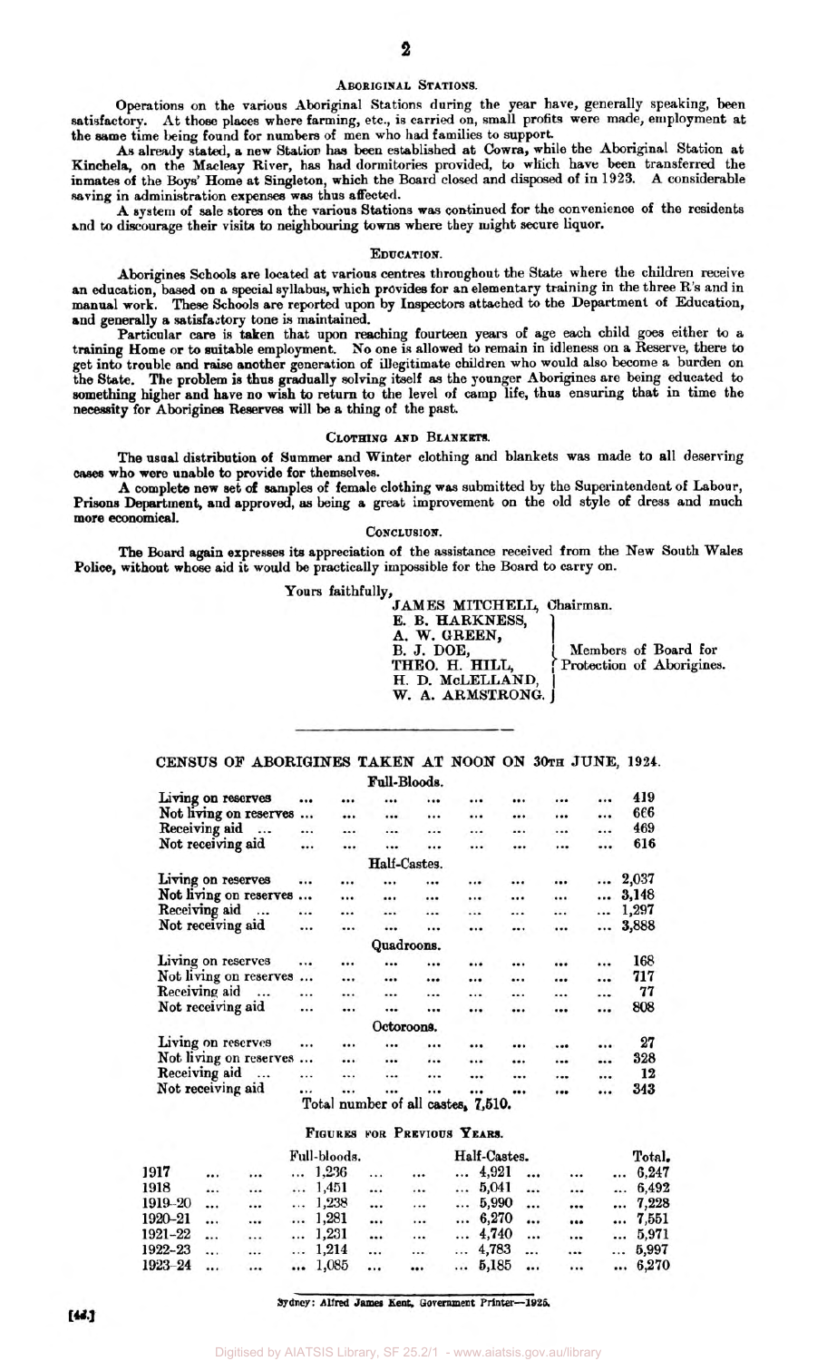### Aboriginal Stations.

Operations on the various Aboriginal Stations during the year have, generally speaking, been satisfactory. At those places where farming, etc., is carried on, small profits were made, employment at the same time being found for numbers of men who had families to support.

As already stated, a new Station has been established at Cowra, while the Aboriginal Station at Kinchela, on the Macleay River, has had dormitories provided, to which have been transferred the inmates of the Boys' Home at Singleton, which the Board closed and disposed of in 1923. A considerable saving in administration expenses was thus affected.

A system of sale stores on the various Stations was continued for the convenience of the residents and to discourage their visits to neighbouring towns where they might secure liquor.

### Education.

Aborigines Schools are located at various centres throughout the State where the children receive an education, based on a special syllabus, which provides for an elementary training in the three R.'s and in manual work. These Schools are reported upon by Inspectors attached to the Department of Education, and generally a satisfactory tone is maintained.

Particular care is taken that upon reaching fourteen years of age each child goes either to a training Home or to suitable employment. No one is allowed to remain in idleness on a Reserve, there to get into trouble and raise another generation of illegitimate children who would also become a burden on the State. The problem is thus gradually solving itself as the younger Aborigines are being educated to something higher and have no wish to return to the level of camp life, thus ensuring that in time the necessity for Aborigines Reserves will be a thing of the past.

### Clothing and Blankets.

The usual distribution of Summer and Winter clothing and blankets was made to all deserving cases who were unable to provide for themselves.

A complete new set of samples of female clothing was submitted by the Superintendent of Labour, Prisons Department, and approved, as being a great improvement on the old style of dress and much more economical.

### Conclusion.

The Board again expresses its appreciation of the assistance received from the New South Wales Police, without whose aid it would be practically impossible for the Board to carry on.

Yours faithfully,

JAMES MITCHELL, Chairman.
E. B. HARKNESS,
A. W. GREEN,
B. J. DOE,
THEO. H. HILL,
H. D. McLELLAND,
W. A. ARMSTRONG.
Members of Board for Protection of Aborigines.

---

## CENSUS OF ABORIGINES TAKEN AT NOON ON 30TH JUNE, 1924.

| | |
|---|---|
| **Full-Bloods.** | |
| Living on reserves | 419 |
| Not living on reserves | 666 |
| Receiving aid | 469 |
| Not receiving aid | 616 |
| **Half-Castes.** | |
| Living on reserves | 2,037 |
| Not living on reserves | 3,148 |
| Receiving aid | 1,297 |
| Not receiving aid | 3,888 |
| **Quadroons.** | |
| Living on reserves | 168 |
| Not living on reserves | 717 |
| Receiving aid | 77 |
| Not receiving aid | 808 |
| **Octoroons.** | |
| Living on reserves | 27 |
| Not living on reserves | 328 |
| Receiving aid | 12 |
| Not receiving aid | 343 |

Total number of all castes, 7,510.

### Figures for Previous Years.

| | Full-bloods. | Half-Castes. | Total. |
|---|---|---|---|
| 1917 | 1,236 | 4,921 | 6,247 |
| 1918 | 1,451 | 5,041 | 6,492 |
| 1919–20 | 1,238 | 5,990 | 7,228 |
| 1920–21 | 1,281 | 6,270 | 7,551 |
| 1921–22 | 1,231 | 4,740 | 5,971 |
| 1922–23 | 1,214 | 4,783 | 5,997 |
| 1923–24 | 1,085 | 5,185 | 6,270 |

Sydney: Alfred James Kent, Government Printer—1925.